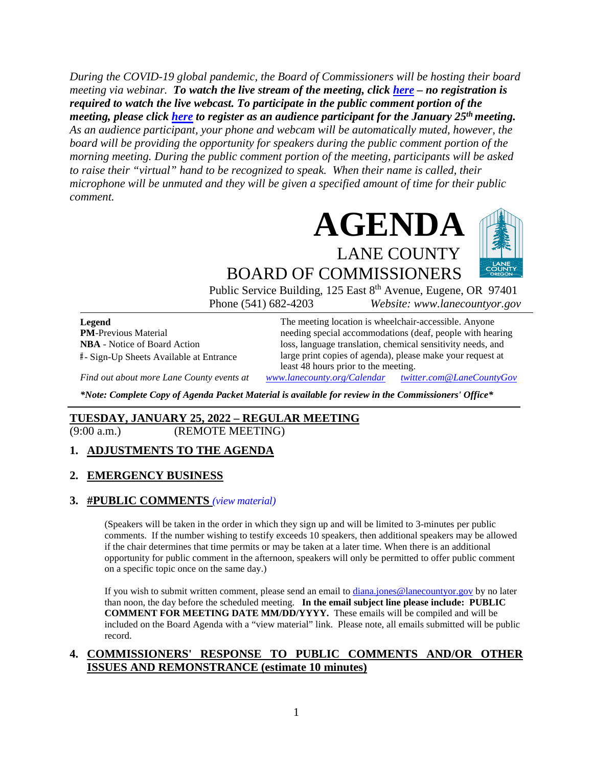*During the COVID-19 global pandemic, the Board of Commissioners will be hosting their board meeting via webinar.* ***To watch the live stream of the meeting, click [here](#) – no registration is required to watch the live webcast. To participate in the public comment portion of the meeting, please click [here](#) to register as an audience participant for the January 25th meeting.*** *As an audience participant, your phone and webcam will be automatically muted, however, the board will be providing the opportunity for speakers during the public comment portion of the morning meeting. During the public comment portion of the meeting, participants will be asked to raise their "virtual" hand to be recognized to speak. When their name is called, their microphone will be unmuted and they will be given a specified amount of time for their public comment.*

# AGENDA

## LANE COUNTY BOARD OF COMMISSIONERS

Public Service Building, 125 East 8th Avenue, Eugene, OR 97401
Phone (541) 682-4203 *Website: www.lanecountyor.gov*

**Legend**
**PM**-Previous Material
**NBA** - Notice of Board Action
#- Sign-Up Sheets Available at Entrance

The meeting location is wheelchair-accessible. Anyone needing special accommodations (deaf, people with hearing loss, language translation, chemical sensitivity needs, and large print copies of agenda), please make your request at least 48 hours prior to the meeting.

*Find out about more Lane County events at* *[www.lanecounty.org/Calendar](www.lanecounty.org/Calendar)* *[twitter.com@LaneCountyGov](twitter.com@LaneCountyGov)*

***Note: Complete Copy of Agenda Packet Material is available for review in the Commissioners' Office***

## TUESDAY, JANUARY 25, 2022 – REGULAR MEETING

(9:00 a.m.) (REMOTE MEETING)

### 1. ADJUSTMENTS TO THE AGENDA

### 2. EMERGENCY BUSINESS

### 3. #PUBLIC COMMENTS *(view material)*

(Speakers will be taken in the order in which they sign up and will be limited to 3-minutes per public comments. If the number wishing to testify exceeds 10 speakers, then additional speakers may be allowed if the chair determines that time permits or may be taken at a later time. When there is an additional opportunity for public comment in the afternoon, speakers will only be permitted to offer public comment on a specific topic once on the same day.)

If you wish to submit written comment, please send an email to [diana.jones@lanecountyor.gov](mailto:diana.jones@lanecountyor.gov) by no later than noon, the day before the scheduled meeting. **In the email subject line please include: PUBLIC COMMENT FOR MEETING DATE MM/DD/YYYY.** These emails will be compiled and will be included on the Board Agenda with a "view material" link. Please note, all emails submitted will be public record.

### 4. COMMISSIONERS' RESPONSE TO PUBLIC COMMENTS AND/OR OTHER ISSUES AND REMONSTRANCE (estimate 10 minutes)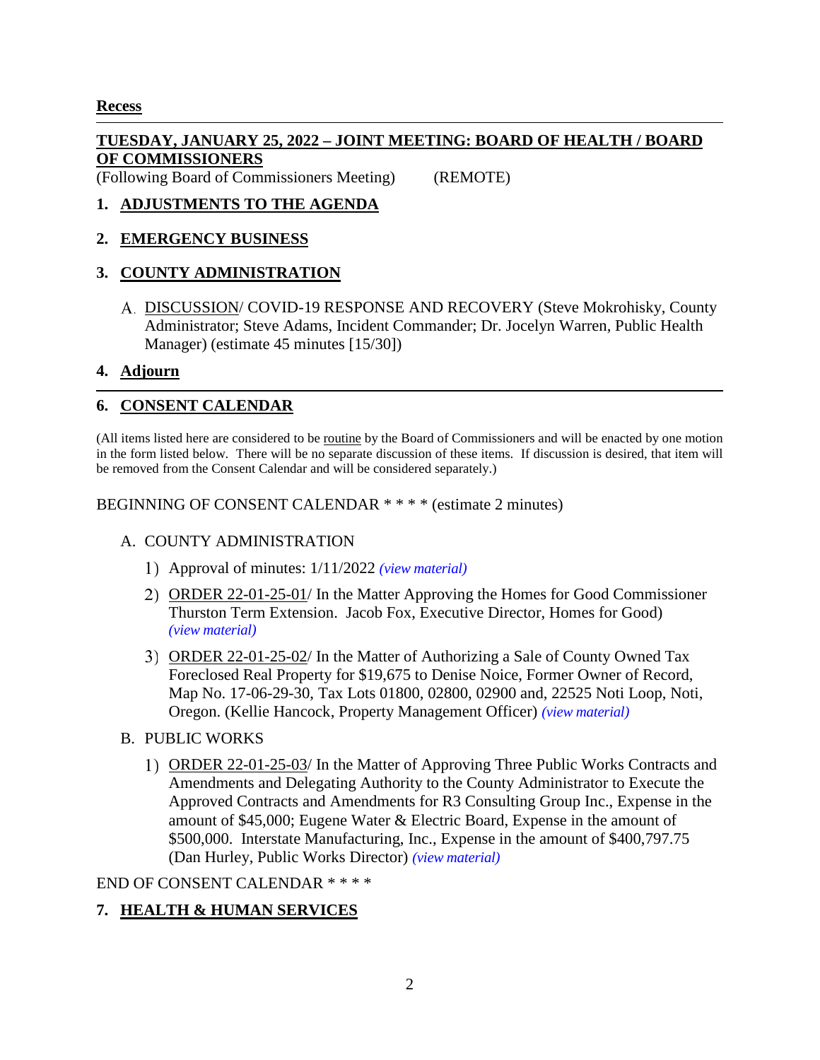**Recess**

---

**TUESDAY, JANUARY 25, 2022 – JOINT MEETING: BOARD OF HEALTH / BOARD OF COMMISSIONERS**

(Following Board of Commissioners Meeting) (REMOTE)

## 1. ADJUSTMENTS TO THE AGENDA

## 2. EMERGENCY BUSINESS

## 3. COUNTY ADMINISTRATION

A. DISCUSSION/ COVID-19 RESPONSE AND RECOVERY (Steve Mokrohisky, County Administrator; Steve Adams, Incident Commander; Dr. Jocelyn Warren, Public Health Manager) (estimate 45 minutes [15/30])

## 4. Adjourn

---

## 6. CONSENT CALENDAR

(All items listed here are considered to be routine by the Board of Commissioners and will be enacted by one motion in the form listed below. There will be no separate discussion of these items. If discussion is desired, that item will be removed from the Consent Calendar and will be considered separately.)

BEGINNING OF CONSENT CALENDAR * * * * (estimate 2 minutes)

A. COUNTY ADMINISTRATION

1) Approval of minutes: 1/11/2022 *(view material)*

2) ORDER 22-01-25-01/ In the Matter Approving the Homes for Good Commissioner Thurston Term Extension. Jacob Fox, Executive Director, Homes for Good) *(view material)*

3) ORDER 22-01-25-02/ In the Matter of Authorizing a Sale of County Owned Tax Foreclosed Real Property for $19,675 to Denise Noice, Former Owner of Record, Map No. 17-06-29-30, Tax Lots 01800, 02800, 02900 and, 22525 Noti Loop, Noti, Oregon. (Kellie Hancock, Property Management Officer) *(view material)*

B. PUBLIC WORKS

1) ORDER 22-01-25-03/ In the Matter of Approving Three Public Works Contracts and Amendments and Delegating Authority to the County Administrator to Execute the Approved Contracts and Amendments for R3 Consulting Group Inc., Expense in the amount of $45,000; Eugene Water & Electric Board, Expense in the amount of $500,000. Interstate Manufacturing, Inc., Expense in the amount of $400,797.75 (Dan Hurley, Public Works Director) *(view material)*

END OF CONSENT CALENDAR * * * *

## 7. HEALTH & HUMAN SERVICES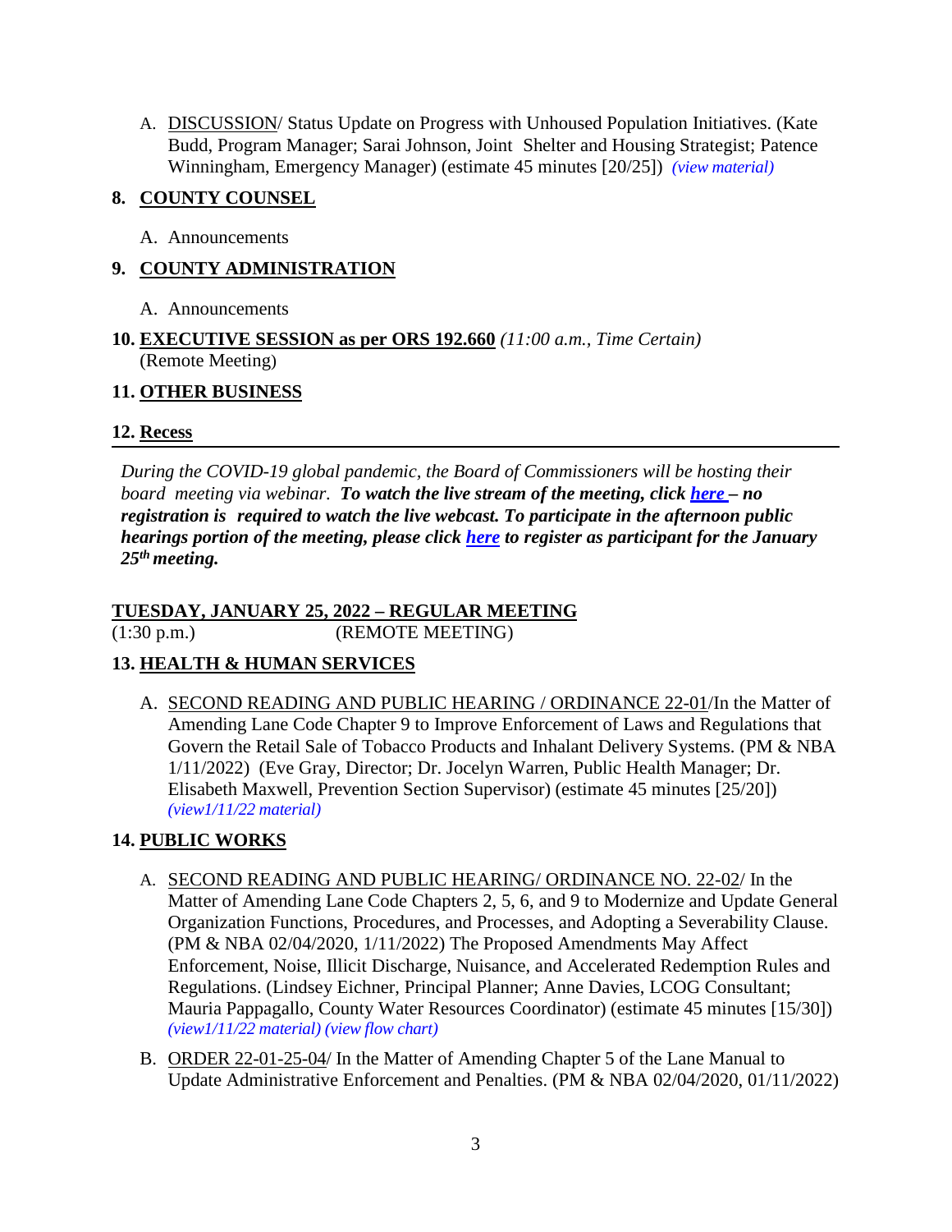A. DISCUSSION/ Status Update on Progress with Unhoused Population Initiatives. (Kate Budd, Program Manager; Sarai Johnson, Joint Shelter and Housing Strategist; Patence Winningham, Emergency Manager) (estimate 45 minutes [20/25]) *(view material)*

**8. COUNTY COUNSEL**

A. Announcements

**9. COUNTY ADMINISTRATION**

A. Announcements

**10. EXECUTIVE SESSION as per ORS 192.660** *(11:00 a.m., Time Certain)* (Remote Meeting)

**11. OTHER BUSINESS**

**12. Recess**

---

*During the COVID-19 global pandemic, the Board of Commissioners will be hosting their board meeting via webinar.* ***To watch the live stream of the meeting, click here – no registration is required to watch the live webcast. To participate in the afternoon public hearings portion of the meeting, please click here to register as participant for the January 25th meeting.***

**TUESDAY, JANUARY 25, 2022 – REGULAR MEETING**
(1:30 p.m.) (REMOTE MEETING)

**13. HEALTH & HUMAN SERVICES**

A. SECOND READING AND PUBLIC HEARING / ORDINANCE 22-01/In the Matter of Amending Lane Code Chapter 9 to Improve Enforcement of Laws and Regulations that Govern the Retail Sale of Tobacco Products and Inhalant Delivery Systems. (PM & NBA 1/11/2022) (Eve Gray, Director; Dr. Jocelyn Warren, Public Health Manager; Dr. Elisabeth Maxwell, Prevention Section Supervisor) (estimate 45 minutes [25/20]) *(view1/11/22 material)*

**14. PUBLIC WORKS**

A. SECOND READING AND PUBLIC HEARING/ ORDINANCE NO. 22-02/ In the Matter of Amending Lane Code Chapters 2, 5, 6, and 9 to Modernize and Update General Organization Functions, Procedures, and Processes, and Adopting a Severability Clause. (PM & NBA 02/04/2020, 1/11/2022) The Proposed Amendments May Affect Enforcement, Noise, Illicit Discharge, Nuisance, and Accelerated Redemption Rules and Regulations. (Lindsey Eichner, Principal Planner; Anne Davies, LCOG Consultant; Mauria Pappagallo, County Water Resources Coordinator) (estimate 45 minutes [15/30]) *(view1/11/22 material) (view flow chart)*

B. ORDER 22-01-25-04/ In the Matter of Amending Chapter 5 of the Lane Manual to Update Administrative Enforcement and Penalties. (PM & NBA 02/04/2020, 01/11/2022)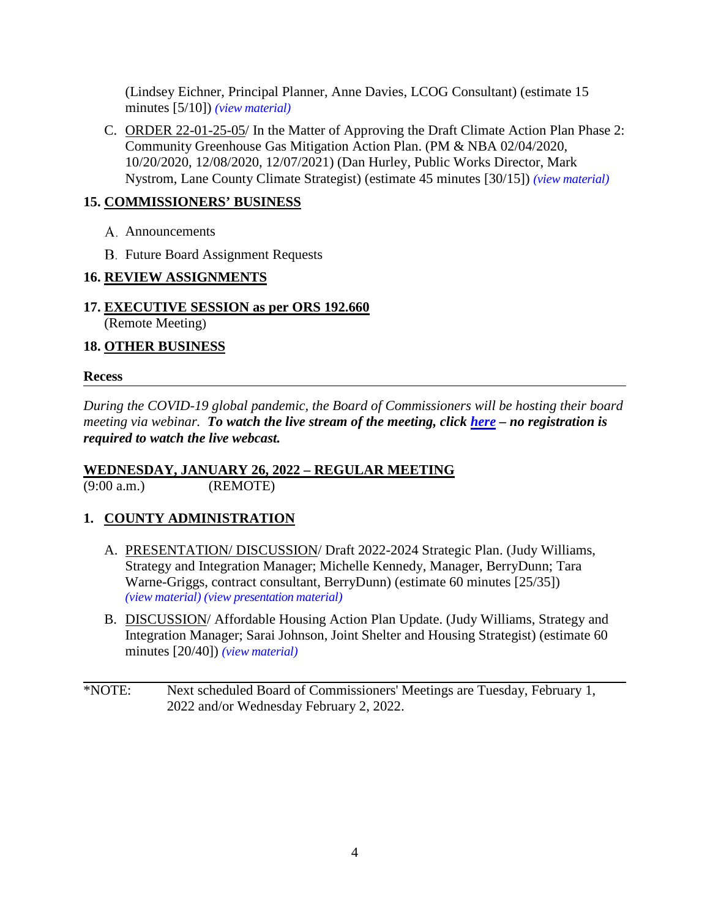(Lindsey Eichner, Principal Planner, Anne Davies, LCOG Consultant) (estimate 15 minutes [5/10]) *(view material)*

C. ORDER 22-01-25-05/ In the Matter of Approving the Draft Climate Action Plan Phase 2: Community Greenhouse Gas Mitigation Action Plan. (PM & NBA 02/04/2020, 10/20/2020, 12/08/2020, 12/07/2021) (Dan Hurley, Public Works Director, Mark Nystrom, Lane County Climate Strategist) (estimate 45 minutes [30/15]) *(view material)*

## 15. COMMISSIONERS' BUSINESS

A. Announcements

B. Future Board Assignment Requests

## 16. REVIEW ASSIGNMENTS

## 17. EXECUTIVE SESSION as per ORS 192.660

(Remote Meeting)

## 18. OTHER BUSINESS

**Recess**

---

*During the COVID-19 global pandemic, the Board of Commissioners will be hosting their board meeting via webinar.* ***To watch the live stream of the meeting, click here – no registration is required to watch the live webcast.***

## WEDNESDAY, JANUARY 26, 2022 – REGULAR MEETING

(9:00 a.m.) (REMOTE)

## 1. COUNTY ADMINISTRATION

A. PRESENTATION/ DISCUSSION/ Draft 2022-2024 Strategic Plan. (Judy Williams, Strategy and Integration Manager; Michelle Kennedy, Manager, BerryDunn; Tara Warne-Griggs, contract consultant, BerryDunn) (estimate 60 minutes [25/35]) *(view material) (view presentation material)*

B. DISCUSSION/ Affordable Housing Action Plan Update. (Judy Williams, Strategy and Integration Manager; Sarai Johnson, Joint Shelter and Housing Strategist) (estimate 60 minutes [20/40]) *(view material)*

---

*NOTE: Next scheduled Board of Commissioners' Meetings are Tuesday, February 1, 2022 and/or Wednesday February 2, 2022.